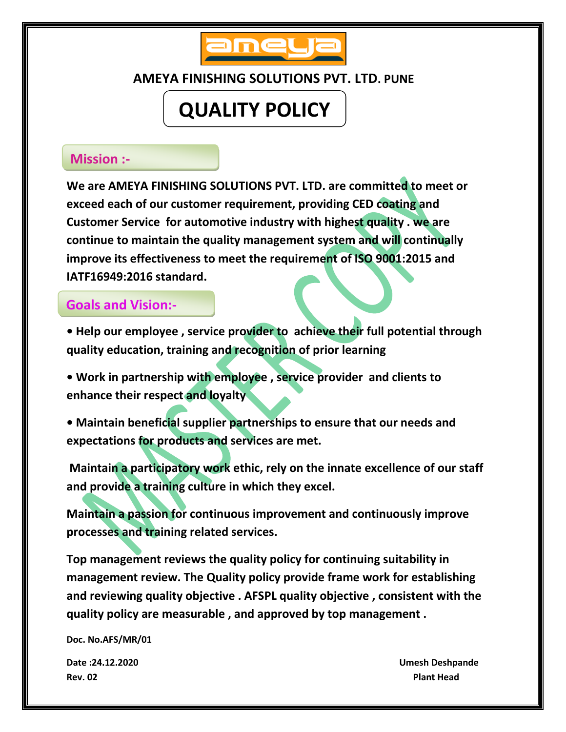ameya

**AMEYA FINISHING SOLUTIONS PVT. LTD. PUNE**

# QUALITY POLICY

## Mission :-

**We are AMEYA FINISHING SOLUTIONS PVT. LTD. are committed to meet or exceed each of our customer requirement, providing CED coating and Customer Service for automotive industry with highest quality . we are continue to maintain the quality management system and will continually improve its effectiveness to meet the requirement of ISO 9001:2015 and IATF16949:2016 standard.**

## Goals and Vision:-

- **Help our employee , service provider to achieve their full potential through quality education, training and recognition of prior learning**
- **Work in partnership with employee , service provider and clients to enhance their respect and loyalty**
- **Maintain beneficial supplier partnerships to ensure that our needs and expectations for products and services are met.**

**Maintain a participatory work ethic, rely on the innate excellence of our staff and provide a training culture in which they excel.**

**Maintain a passion for continuous improvement and continuously improve processes and training related services.**

**Top management reviews the quality policy for continuing suitability in management review. The Quality policy provide frame work for establishing and reviewing quality objective . AFSPL quality objective , consistent with the quality policy are measurable , and approved by top management .**

**Doc. No.AFS/MR/01**

**Date :24.12.2020** **Umesh Deshpande**
**Rev. 02** **Plant Head**

MASTER COPY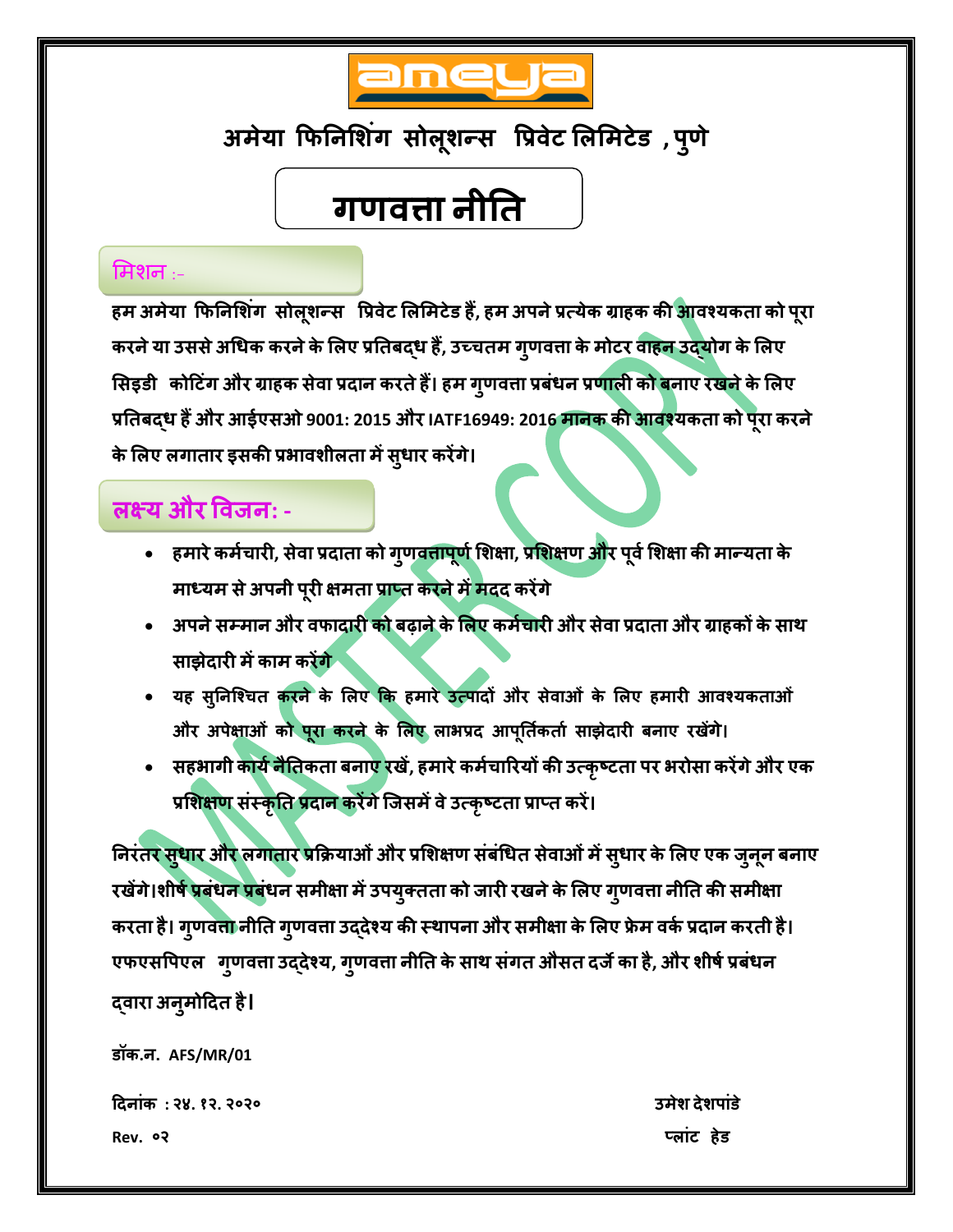# अमेया फिनिशिंग सोलूशन्स प्रिवेट लिमिटेड , पुणे

## गणवत्ता नीति

### मिशन :-

**हम अमेया फिनिशिंग सोलूशन्स प्रिवेट लिमिटेड हैं, हम अपने प्रत्येक ग्राहक की आवश्यकता को पूरा करने या उससे अधिक करने के लिए प्रतिबद्ध हैं, उच्चतम गुणवत्ता के मोटर वाहन उद्योग के लिए सिइडी कोटिंग और ग्राहक सेवा प्रदान करते हैं। हम गुणवत्ता प्रबंधन प्रणाली को बनाए रखने के लिए प्रतिबद्ध हैं और आईएसओ 9001: 2015 और IATF16949: 2016 मानक की आवश्यकता को पूरा करने के लिए लगातार इसकी प्रभावशीलता में सुधार करेंगे।**

### लक्ष्य और विजन: -

- **हमारे कर्मचारी, सेवा प्रदाता को गुणवत्तापूर्ण शिक्षा, प्रशिक्षण और पूर्व शिक्षा की मान्यता के माध्यम से अपनी पूरी क्षमता प्राप्त करने में मदद करेंगे**
- **अपने सम्मान और वफादारी को बढ़ाने के लिए कर्मचारी और सेवा प्रदाता और ग्राहकों के साथ साझेदारी में काम करेंगे**
- **यह सुनिश्चित करने के लिए कि हमारे उत्पादों और सेवाओं के लिए हमारी आवश्यकताओं और अपेक्षाओं को पूरा करने के लिए लाभप्रद आपूर्तिकर्ता साझेदारी बनाए रखेंगे।**
- **सहभागी कार्य नैतिकता बनाए रखें, हमारे कर्मचारियों की उत्कृष्टता पर भरोसा करेंगे और एक प्रशिक्षण संस्कृति प्रदान करेंगे जिसमें वे उत्कृष्टता प्राप्त करें।**

**निरंतर सुधार और लगातार प्रक्रियाओं और प्रशिक्षण संबंधित सेवाओं में सुधार के लिए एक जुनून बनाए रखेंगे।शीर्ष प्रबंधन प्रबंधन समीक्षा में उपयुक्तता को जारी रखने के लिए गुणवत्ता नीति की समीक्षा करता है। गुणवत्ता नीति गुणवत्ता उद्देश्य की स्थापना और समीक्षा के लिए फ्रेम वर्क प्रदान करती है। एफएसपिएल गुणवत्ता उद्देश्य, गुणवत्ता नीति के साथ संगत औसत दर्जे का है, और शीर्ष प्रबंधन द्वारा अनुमोदित है।**

**डॉक.न. AFS/MR/01**

**दिनांक : २४. १२. २०२०** | **उमेश देशपांडे**

**Rev. ०२** | **प्लांट हेड**

MASTER COPY